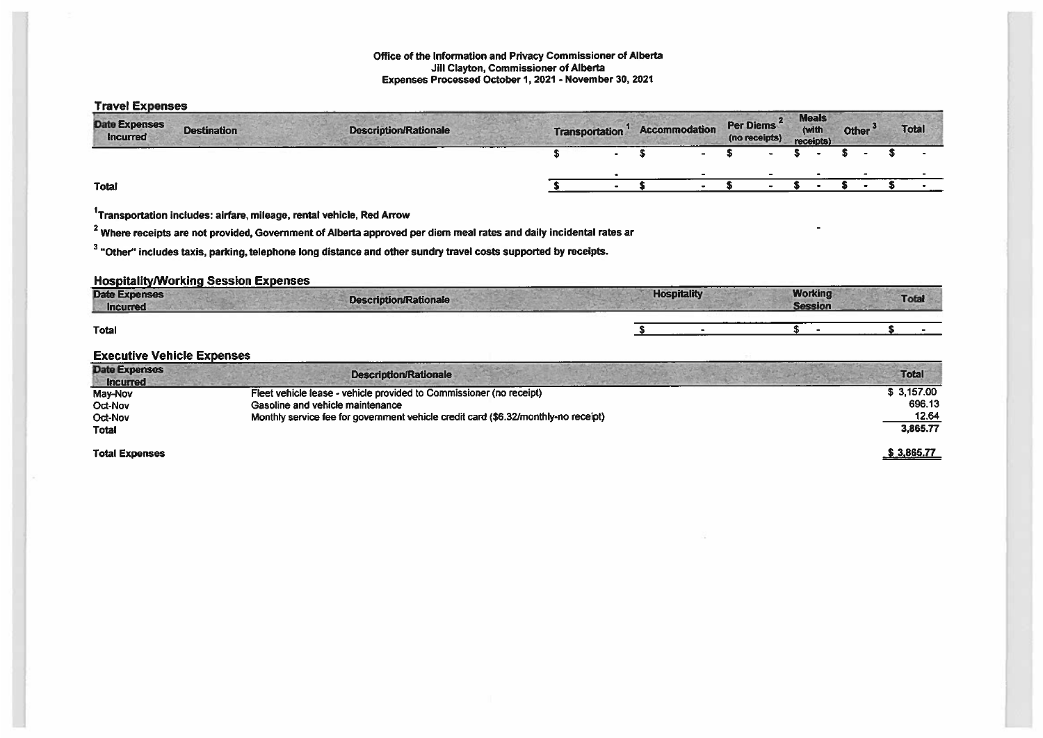**Office of the Information and Privacy Commissioner of Alberta**
**Jill Clayton, Commissioner of Alberta**
**Expenses Processed October 1, 2021 - November 30, 2021**

## Travel Expenses

| Date Expenses Incurred | Destination | Description/Rationale | Transportation [1] | Accommodation | Per Diems [2] (no receipts) | Meals (with receipts) | Other [3] | Total |
|---|---|---|---|---|---|---|---|---|
| | | | $ - | $ - | $ - | $ - | $ - | $ - |
| | | | - | - | - | - | - | - |
| **Total** | | | $ - | $ - | $ - | $ - | $ - | $ - |

[1] Transportation includes: airfare, mileage, rental vehicle, Red Arrow

[2] Where receipts are not provided, Government of Alberta approved per diem meal rates and daily incidental rates ar

[3] "Other" includes taxis, parking, telephone long distance and other sundry travel costs supported by receipts.

## Hospitality/Working Session Expenses

| Date Expenses Incurred | Description/Rationale | Hospitality | Working Session | Total |
|---|---|---|---|---|
| **Total** | | $ - | $ - | $ - |

## Executive Vehicle Expenses

| Date Expenses Incurred | Description/Rationale | Total |
|---|---|---|
| May-Nov | Fleet vehicle lease - vehicle provided to Commissioner (no receipt) | $ 3,157.00 |
| Oct-Nov | Gasoline and vehicle maintenance | 696.13 |
| Oct-Nov | Monthly service fee for government vehicle credit card ($6.32/monthly-no receipt) | 12.64 |
| **Total** | | 3,865.77 |

| **Total Expenses** | | **$ 3,865.77** |
|---|---|---|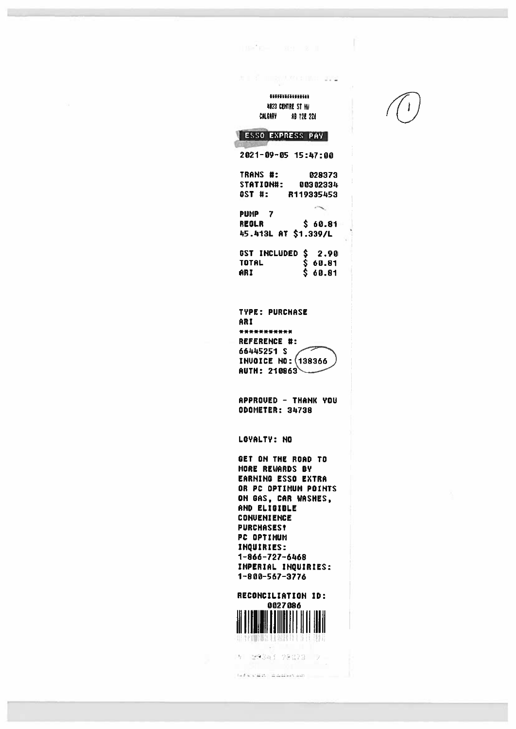(1)

###############
4823 CENTRE ST NW
CALGARY AB T2E 2Z4

**ESSO EXPRESS PAY**

2021-09-05 15:47:00

TRANS #: 028373
STATION#: 00302334
GST #: R119335453

PUMP 7
REGLR $ 60.81
45.413L AT $1.339/L

GST INCLUDED $ 2.90
TOTAL $ 60.81
ARI $ 60.81

TYPE: PURCHASE
ARI
************
REFERENCE #:
66445251 S
INVOICE NO: 138366
AUTH: 210863

APPROVED - THANK YOU
ODOMETER: 34738

LOYALTY: NO

GET ON THE ROAD TO
MORE REWARDS BY
EARNING ESSO EXTRA
OR PC OPTIMUM POINTS
ON GAS, CAR WASHES,
AND ELIGIBLE
CONVENIENCE
PURCHASES!
PC OPTIMUM
INQUIRIES:
1-866-727-6468
IMPERIAL INQUIRIES:
1-800-567-3776

RECONCILIATION ID:
0027086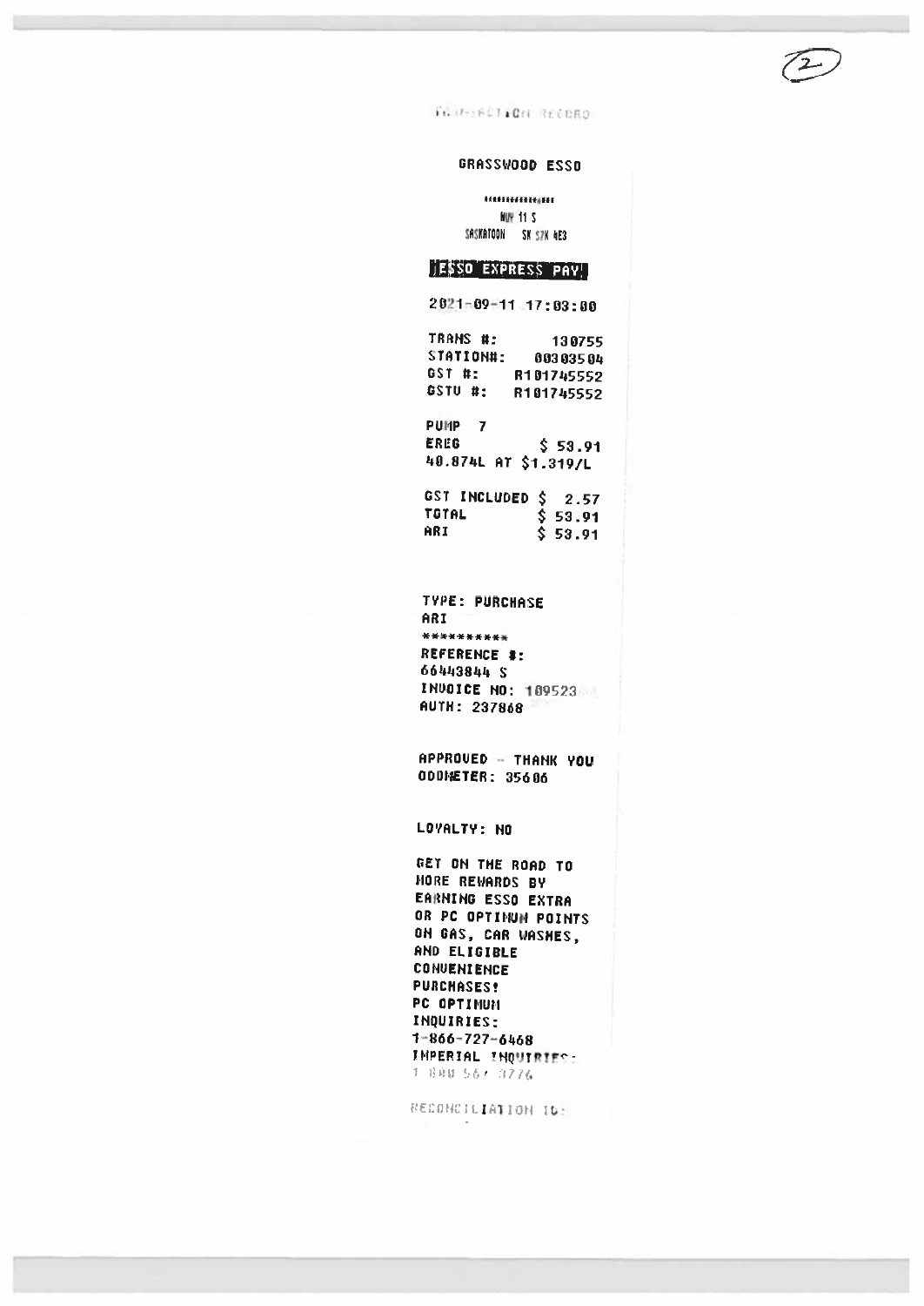TRANSACTION RECORD

GRASSWOOD ESSO

\*\*\*\*\*\*\*\*\*\*\*\*\*\*\*\*

HWY 11 S

SASKATOON SK S7K 4E3

ESSO EXPRESS PAY

2021-09-11 17:03:00

TRANS #: 130755

STATION#: 00303504

GST #: R101745552

GSTV #: R101745552

PUMP 7

EREG $ 53.91

40.874L AT $1.319/L

GST INCLUDED $ 2.57

TOTAL $ 53.91

ARI $ 53.91

TYPE: PURCHASE

ARI

\*\*\*\*\*\*\*\*\*\*

REFERENCE #:

66443844 S

INVOICE NO: 109523

AUTH: 237868

APPROVED - THANK YOU

ODOMETER: 35606

LOYALTY: NO

GET ON THE ROAD TO MORE REWARDS BY EARNING ESSO EXTRA OR PC OPTIMUM POINTS ON GAS, CAR WASHES, AND ELIGIBLE CONVENIENCE PURCHASES!

PC OPTIMUM INQUIRIES:

1-866-727-6468

IMPERIAL INQUIRIES:

1 800 567 3776

RECONCILIATION ID: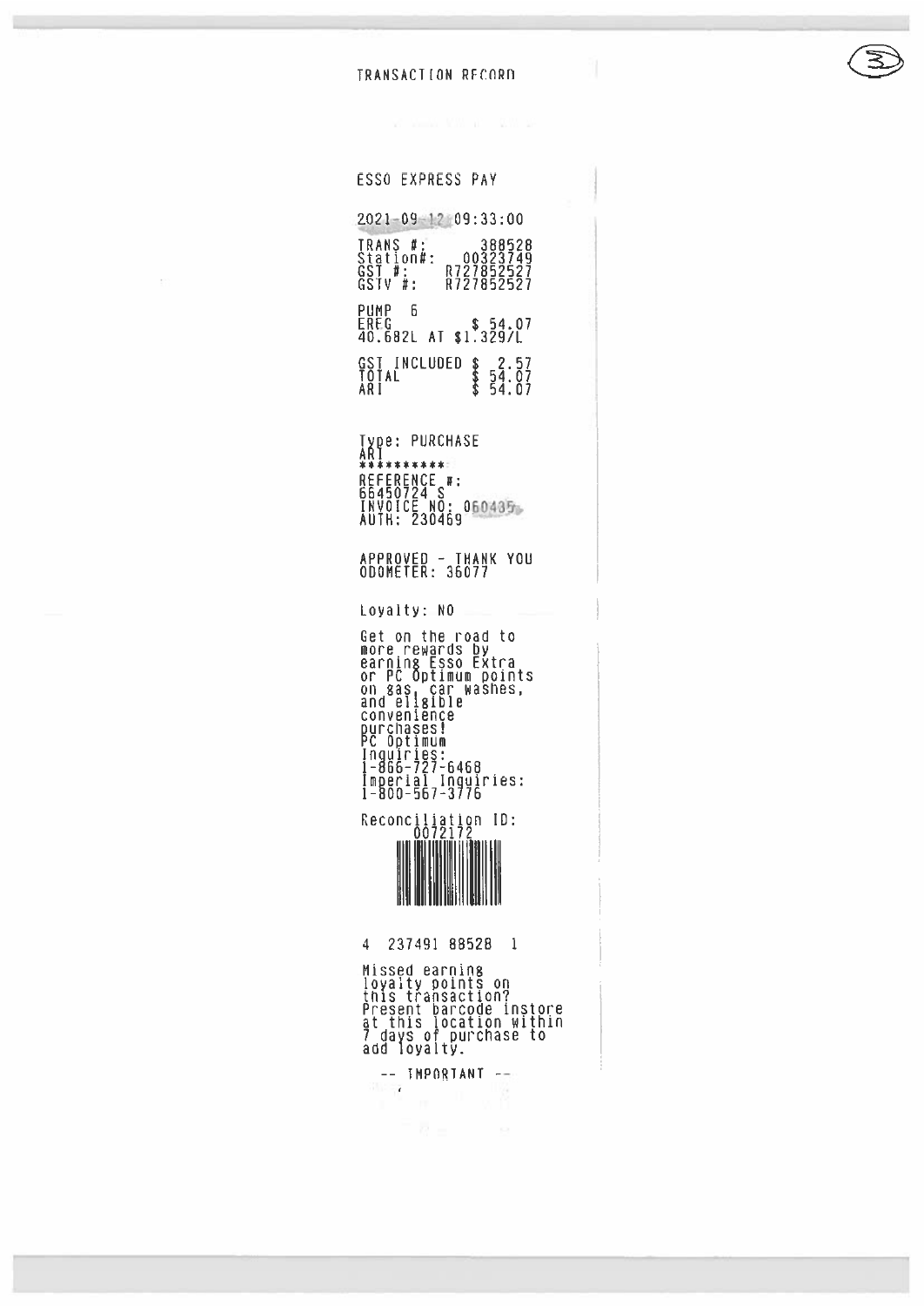TRANSACTION RECORD

ESSO EXPRESS PAY

2021-09-12 09:33:00

TRANS #: 388528
Station#: 00323749
GST #: R727852527
GSTV #: R727852527

PUMP 6
EREG $ 54.07
40.682L AT $1.329/L

GST INCLUDED $ 2.57
TOTAL $ 54.07
ARI $ 54.07

Type: PURCHASE
ARI
**********
REFERENCE #:
66450724 S
INVOICE NO: 060435
AUTH: 230469

APPROVED - THANK YOU
ODOMETER: 36077

Loyalty: NO

Get on the road to more rewards by earning Esso Extra or PC Optimum points on gas, car washes, and eligible convenience purchases!
PC Optimum Inquiries:
1-866-727-6468
Imperial Inquiries:
1-800-567-3776

Reconciliation ID:
0072172

4 237491 88528 1

Missed earning loyalty points on this transaction? Present barcode instore at this location within 7 days of purchase to add loyalty.

-- IMPORTANT --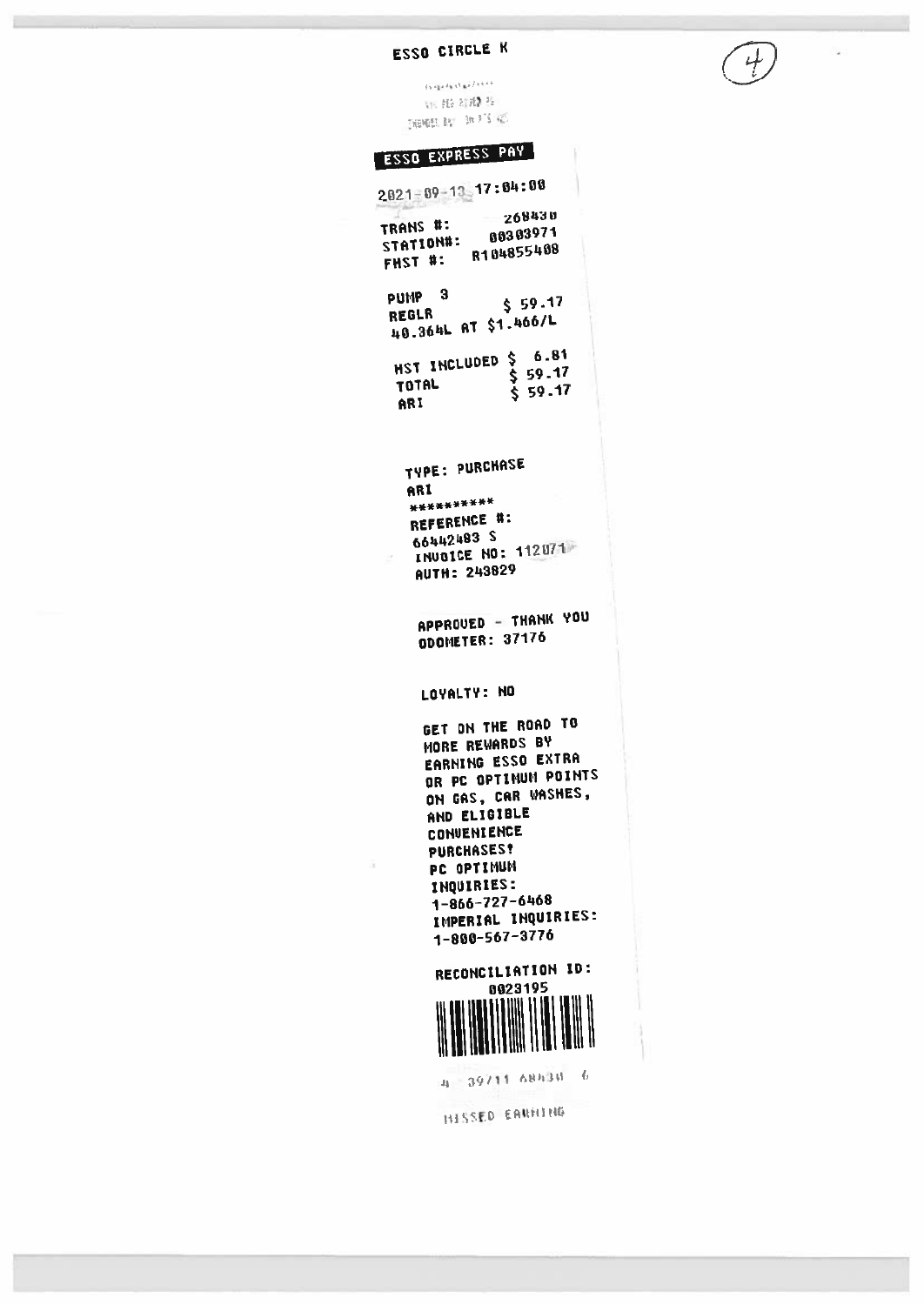# ESSO CIRCLE K

(4)

**ESSO EXPRESS PAY**

2021-09-13 17:04:00

TRANS #: 268430
STATION#: 00303971
FHST #: R104855408

PUMP 3
REGLR $ 59.17
40.364L AT $1.466/L

HST INCLUDED $ 6.81
TOTAL $ 59.17
ARI $ 59.17

TYPE: PURCHASE
ARI
**********
REFERENCE #:
66442483 S
INVOICE NO: 112071
AUTH: 243829

APPROVED - THANK YOU
ODOMETER: 37176

LOYALTY: NO

GET ON THE ROAD TO
MORE REWARDS BY
EARNING ESSO EXTRA
OR PC OPTIMUM POINTS
ON GAS, CAR WASHES,
AND ELIGIBLE
CONVENIENCE
PURCHASES!
PC OPTIMUM
INQUIRIES:
1-866-727-6468
IMPERIAL INQUIRIES:
1-800-567-3776

RECONCILIATION ID:
0023195

4 39711 68430 6

MISSED EARNING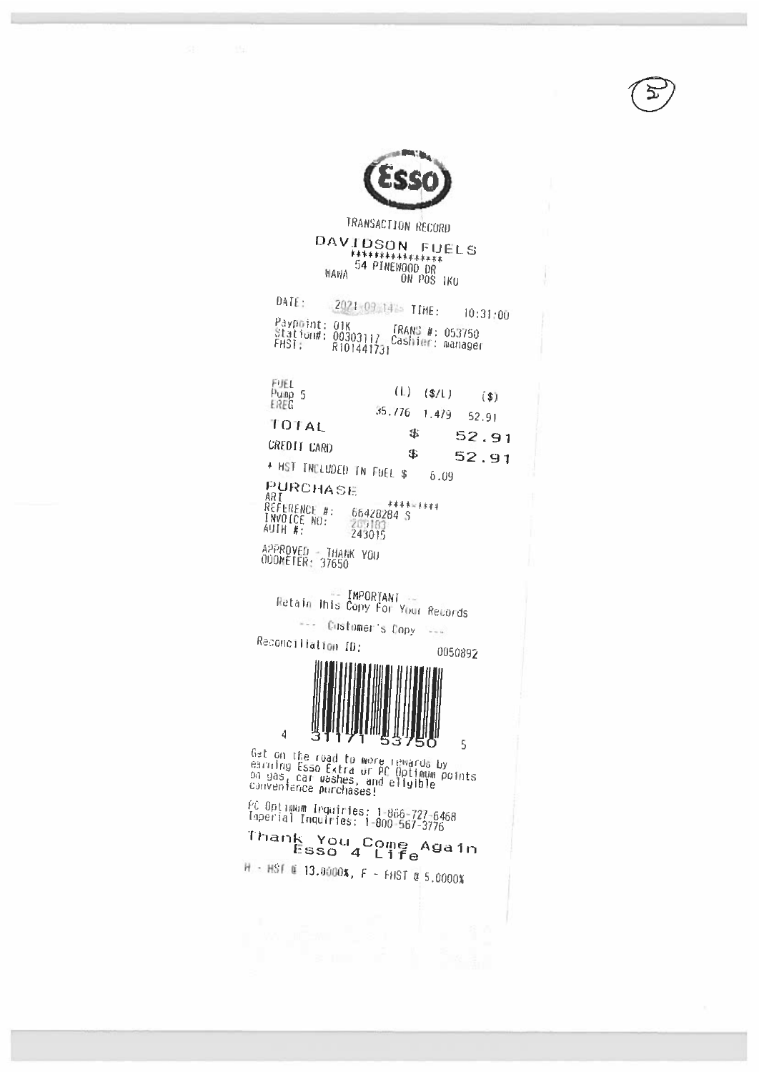(5)

Esso

TRANSACTION RECORD

DAVIDSON FUELS
***************
54 PINEWOOD DR
WAWA ON P0S 1K0

DATE: 2021-09-14 TIME: 10:31:00

Paypoint: 01K
Station#: 00303117 TRANS #: 053750
FHST: R101441731 Cashier: manager

| FUEL Pump 5 EREG | (L) | ($/L) | ($) |
|---|---|---|---|
| | 35.776 | 1.479 | 52.91 |

TOTAL $ 52.91

CREDIT CARD $ 52.91

* HST INCLUDED IN FUEL $ 6.09

PURCHASE
ART ****-****
REFERENCE #: 66428284 S
INVOICE NO: 200103
AUTH #: 243015

APPROVED - THANK YOU
ODOMETER: 37650

-- IMPORTANT --
Retain This Copy For Your Records

--- Customer's Copy ---

Reconciliation ID: 0050892

4 31171 53750 5

Get on the road to more rewards by earning Esso Extra or PC Optimum points on gas, car washes, and eligible convenience purchases!

PC Optimum Inquiries: 1-866-727-6468
Imperial Inquiries: 1-800-567-3776

Thank You Come Again
Esso 4 Life

H - HST @ 13.0000%, F - FHST @ 5.0000%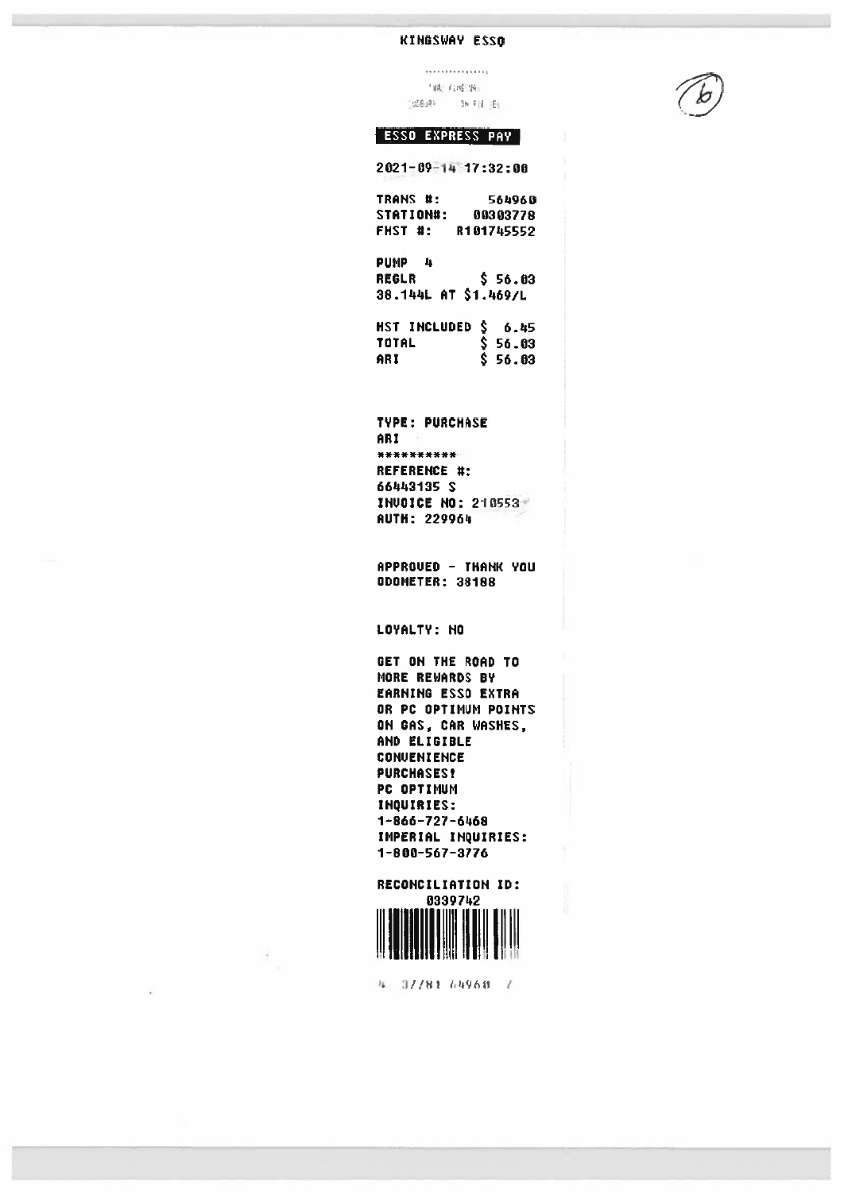KINGSWAY ESSO

(6)

**ESSO EXPRESS PAY**

2021-09-14 17:32:08

TRANS #: 564960
STATION#: 00303778
FHST #: R101745552

PUMP 4
REGLR $ 56.03
38.144L AT $1.469/L

HST INCLUDED $ 6.45
TOTAL $ 56.03
ARI $ 56.03

TYPE: PURCHASE
ARI
**********
REFERENCE #:
66443135 S
INVOICE NO: 210553
AUTH: 229964

APPROVED - THANK YOU
ODOMETER: 38188

LOYALTY: NO

GET ON THE ROAD TO MORE REWARDS BY EARNING ESSO EXTRA OR PC OPTIMUM POINTS ON GAS, CAR WASHES, AND ELIGIBLE CONVENIENCE PURCHASES!
PC OPTIMUM INQUIRIES:
1-866-727-6468
IMPERIAL INQUIRIES:
1-800-567-3776

RECONCILIATION ID:
0339742

4 37781 64960 7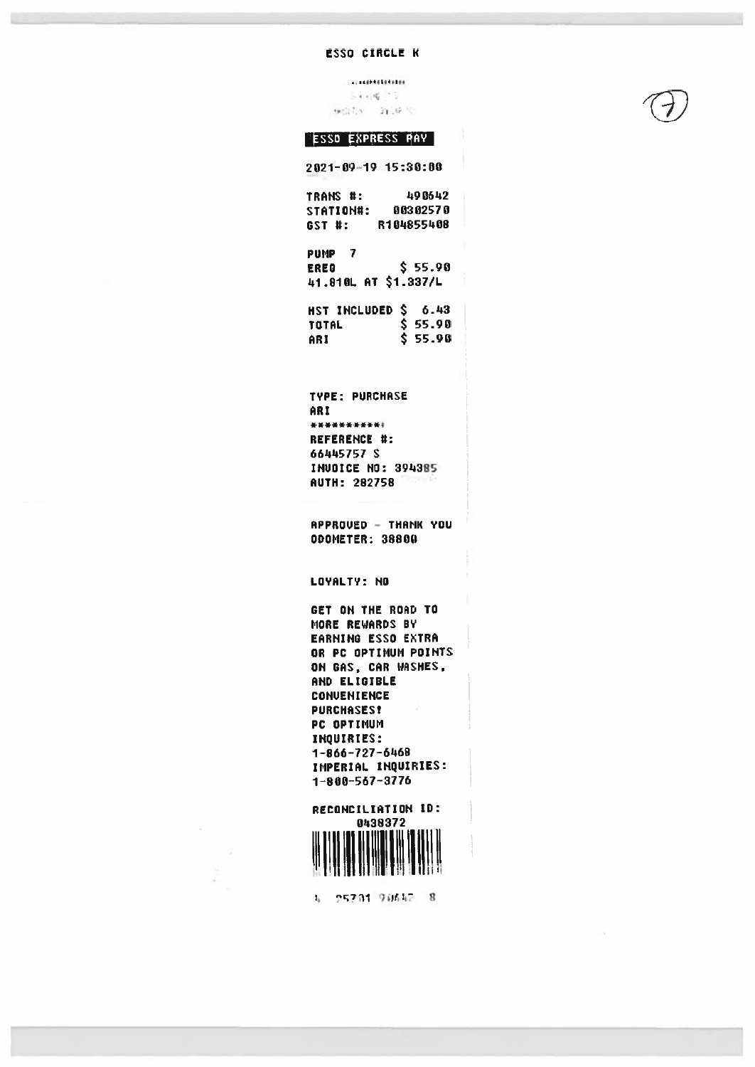ESSO CIRCLE K

**ESSO EXPRESS PAY**

2021-09-19 15:30:00

TRANS #: 490642
STATION#: 00302570
GST #: R104855408

PUMP 7
EREG $ 55.90
41.810L AT $1.337/L

HST INCLUDED $ 6.43
TOTAL $ 55.90
ARI $ 55.90

TYPE: PURCHASE
ARI
***********
REFERENCE #:
66445757 S
INVOICE NO: 394385
AUTH: 282758

APPROVED - THANK YOU
ODOMETER: 38800

LOYALTY: NO

GET ON THE ROAD TO
MORE REWARDS BY
EARNING ESSO EXTRA
OR PC OPTIMUM POINTS
ON GAS, CAR WASHES,
AND ELIGIBLE
CONVENIENCE
PURCHASES!
PC OPTIMUM
INQUIRIES:
1-866-727-6468
IMPERIAL INQUIRIES:
1-800-567-3776

RECONCILIATION ID:
0438372

4 25701 90642 8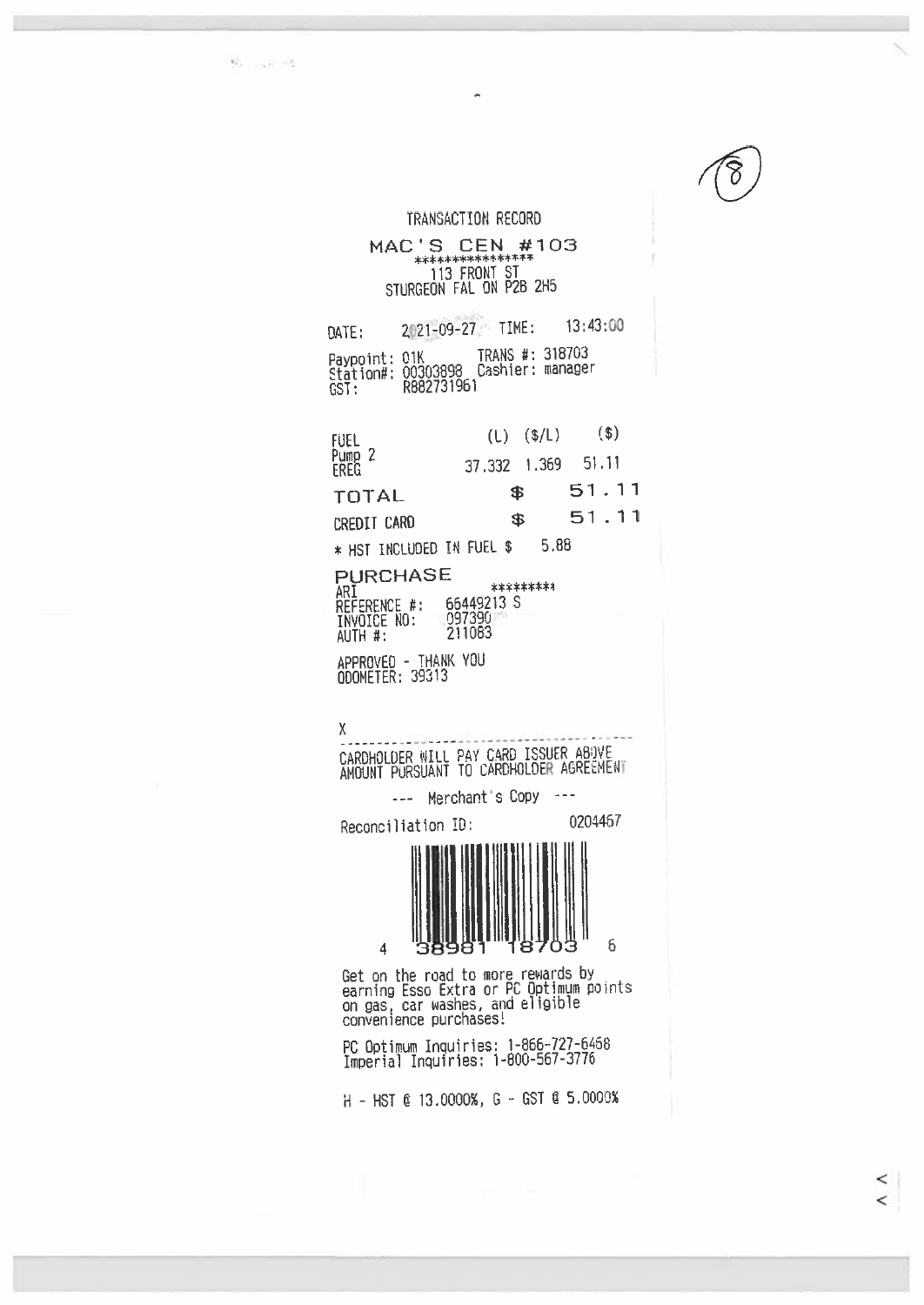(8)

TRANSACTION RECORD

MAC'S CEN #103
****************
113 FRONT ST
STURGEON FAL ON P2B 2H5

DATE: 2021-09-27 TIME: 13:43:00

Paypoint: 01K TRANS #: 318703
Station#: 00303898 Cashier: manager
GST: R882731961

| FUEL | (L) | ($/L) | ($) |
|---|---|---|---|
| Pump 2 EREG | 37.332 | 1.369 | 51.11 |

**TOTAL** $ 51.11

CREDIT CARD $ 51.11

* HST INCLUDED IN FUEL $ 5.88

**PURCHASE**

ARI *********
REFERENCE #: 66449213 S
INVOICE NO: 097390
AUTH #: 211083

APPROVED - THANK YOU
ODOMETER: 39313

X

CARDHOLDER WILL PAY CARD ISSUER ABOVE AMOUNT PURSUANT TO CARDHOLDER AGREEMENT

--- Merchant's Copy ---

Reconciliation ID: 0204467

4 38981 18703 6

Get on the road to more rewards by earning Esso Extra or PC Optimum points on gas, car washes, and eligible convenience purchases!

PC Optimum Inquiries: 1-866-727-6458
Imperial Inquiries: 1-800-567-3776

H - HST @ 13.0000%, G - GST @ 5.0000%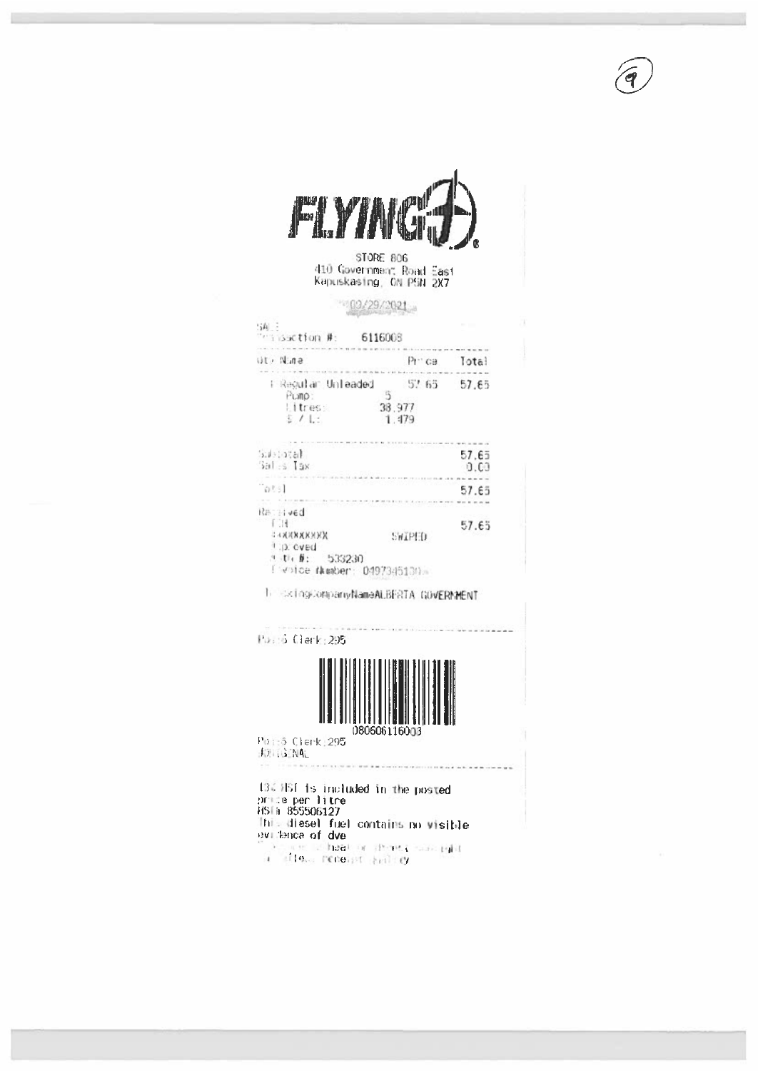(9)

**FLYING J**

STORE 806
410 Government Road East
Kapuskasing, ON P5N 2X7

09/29/2021

SALE
Transaction #: 6116003

| Qty Name | Price | Total |
|---|---|---|
| 1 Regular Unleaded | 57.65 | 57.65 |
| Pump: | 5 | |
| Litres: | 38.977 | |
| $ / L: | 1.479 | |

| | |
|---|---|
| Subtotal | 57.65 |
| Sales Tax | 0.00 |
| Total | 57.65 |

Received
FCH 57.65
XXXXXXXXXX SWIPED
Approved
Auth #: 533230
Invoice Number: 0497345130

TrackingCompanyNameALBERTA GOVERNMENT

Pos:6 Clerk:295

080606116003

Pos:6 Clerk:295
ORIGINAL

13% HST is included in the posted price per litre
HST# 855506127
This diesel fuel contains no visible evidence of dye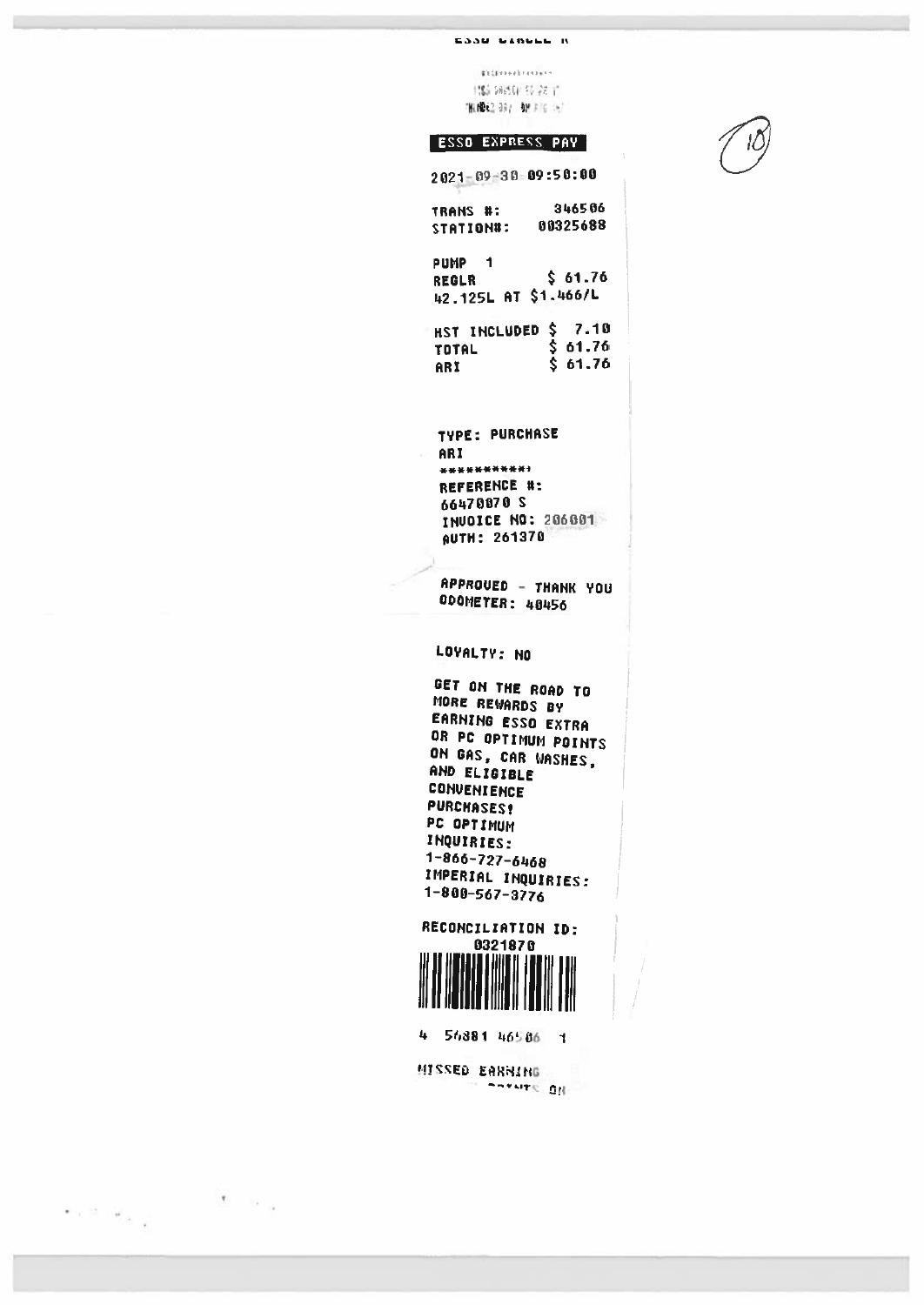ESSO CIRCLE K

**ESSO EXPRESS PAY**

2021-09-30 09:50:00

TRANS #: 346506
STATION#: 00325688

PUMP 1
REGLR $ 61.76
42.125L AT $1.466/L

HST INCLUDED $ 7.10
TOTAL $ 61.76
ARI $ 61.76

TYPE: PURCHASE
ARI
***********
REFERENCE #:
66470070 S
INVOICE NO: 206001
AUTH: 261370

APPROVED - THANK YOU
ODOMETER: 40456

LOYALTY: NO

GET ON THE ROAD TO MORE REWARDS BY EARNING ESSO EXTRA OR PC OPTIMUM POINTS ON GAS, CAR WASHES, AND ELIGIBLE CONVENIENCE PURCHASES!
PC OPTIMUM INQUIRIES:
1-866-727-6468
IMPERIAL INQUIRIES:
1-800-567-3776

RECONCILIATION ID:
0321870

4 54881 46506 1

MISSED EARNING
POINTS ON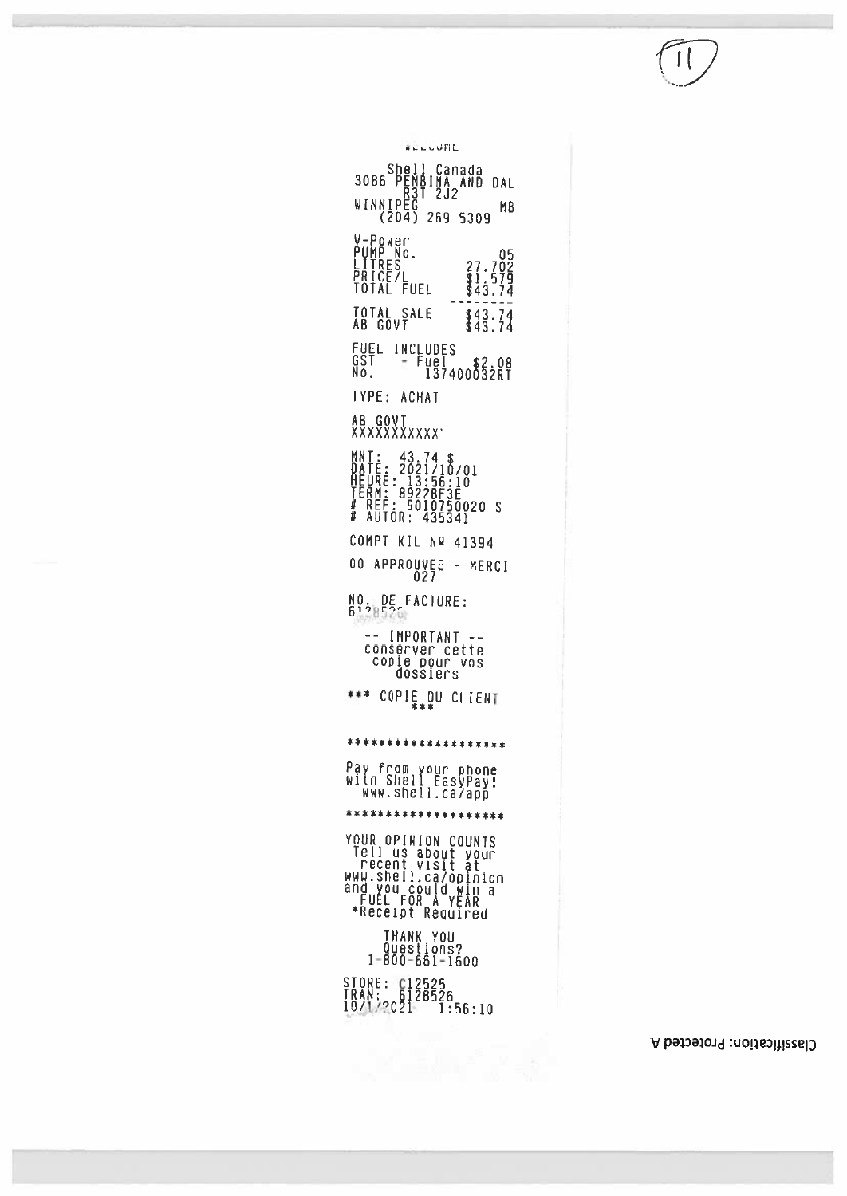(11)

WELCOME

Shell Canada
3086 PEMBINA AND DAL
R3T 2J2
WINNIPEG MB
(204) 269-5309

| | |
|---|---|
| V-Power | |
| PUMP No. | 05 |
| LITRES | 27.702 |
| PRICE/L | $1.579 |
| TOTAL FUEL | $43.74 |

--------

| | |
|---|---|
| TOTAL SALE | $43.74 |
| AB GOVT | $43.74 |

FUEL INCLUDES
GST - Fuel $2.08
No. 137400032RT

TYPE: ACHAT

AB GOVT
XXXXXXXXXXX

MNT: 43.74 $
DATE: 2021/10/01
HEURE: 13:56:10
TERM: 8922BF3E
# REF: 9010750020 S
# AUTOR: 435341

COMPT KIL Nº 41394

00 APPROUVEE - MERCI
027

NO. DE FACTURE:
6128526

-- IMPORTANT --
conserver cette
copie pour vos
dossiers

*** COPIE DU CLIENT ***

*******************

Pay from your phone
with Shell EasyPay!
www.shell.ca/app

*******************

YOUR OPINION COUNTS
Tell us about your
recent visit at
www.shell.ca/opinion
and you could win a
FUEL FOR A YEAR
*Receipt Required

THANK YOU
Questions?
1-800-661-1600

STORE: C12525
TRAN: 6128526
10/1/2021 1:56:10

Classification: Protected A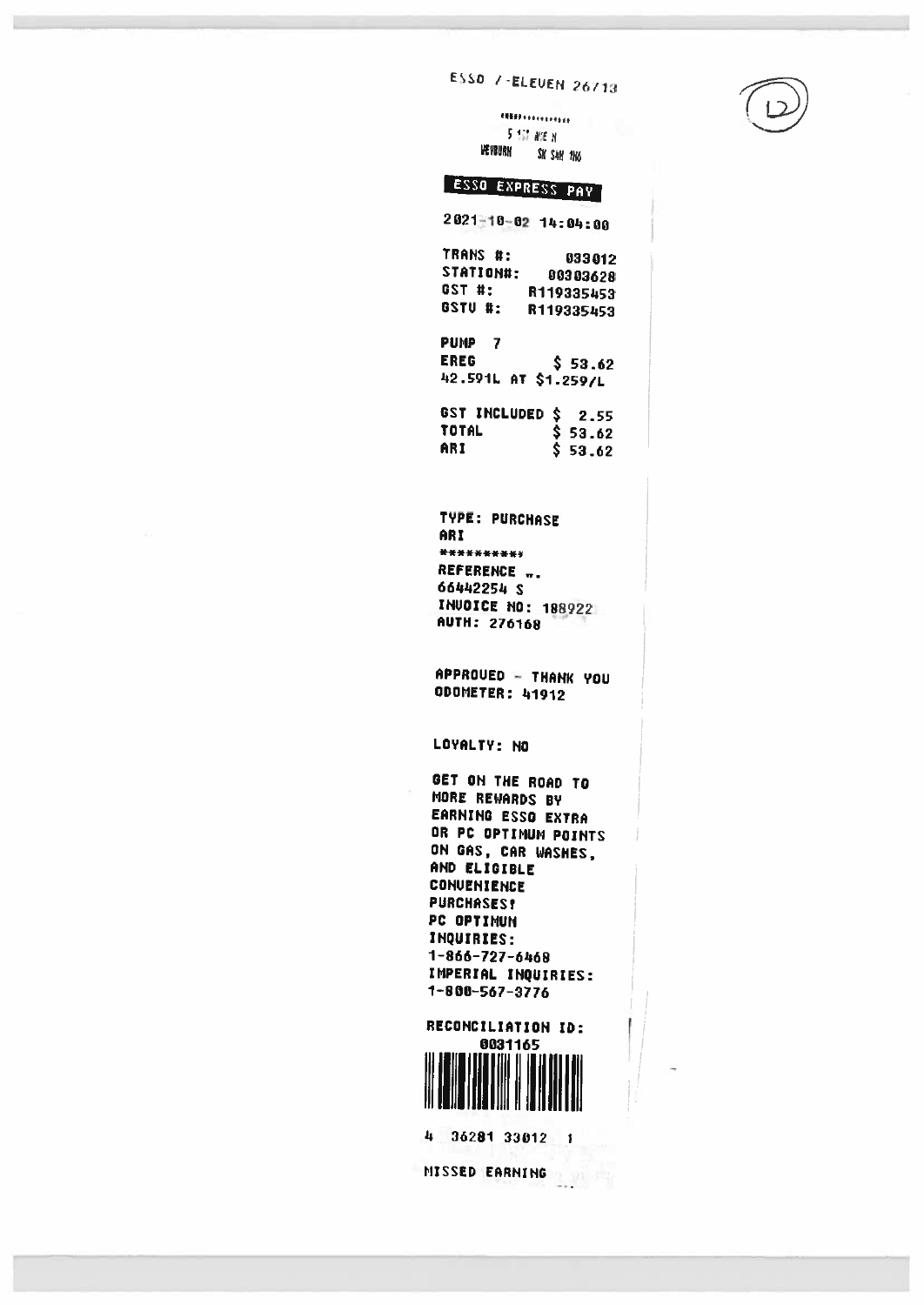ESSO 7-ELEVEN 26713

12

5 ... AVE N
WEYBURN SK S4H 1N6

**ESSO EXPRESS PAY**

2021-10-02 14:04:00

TRANS #: 033012
STATION#: 00303628
GST #: R119335453
GSTV #: R119335453

PUMP 7
EREG $ 53.62
42.591L AT $1.259/L

GST INCLUDED $ 2.55
TOTAL $ 53.62
ARI $ 53.62

TYPE: PURCHASE
ARI
**********
REFERENCE ...
66442254 S
INVOICE NO: 188922
AUTH: 276168

APPROVED - THANK YOU
ODOMETER: 41912

LOYALTY: NO

GET ON THE ROAD TO
MORE REWARDS BY
EARNING ESSO EXTRA
OR PC OPTIMUM POINTS
ON GAS, CAR WASHES,
AND ELIGIBLE
CONVENIENCE
PURCHASES!
PC OPTIMUM
INQUIRIES:
1-866-727-6468
IMPERIAL INQUIRIES:
1-800-567-3776

RECONCILIATION ID:
0031165

4 36281 33012 1

MISSED EARNING ...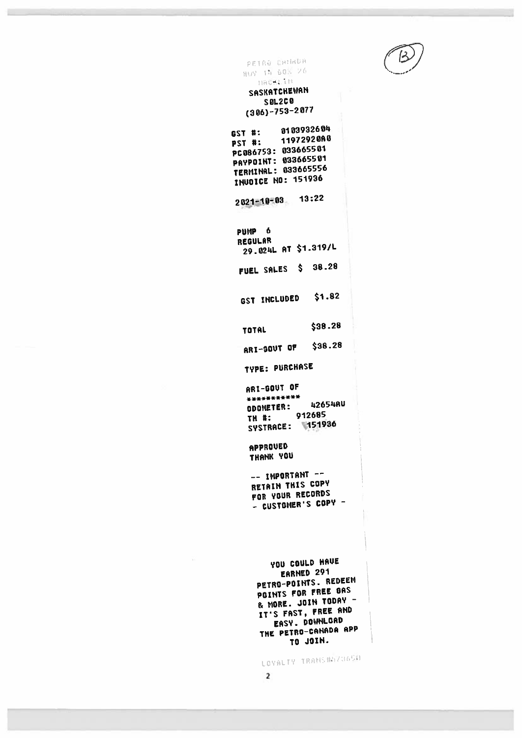(B)

PETRO CANADA
HWY 15 BOX 26
MACKLIN
SASKATCHEWAN
S0L2C0
(306)-753-2077

GST #: 0103932604
PST #: 1197292080
PC086753: 033665501
PAYPOINT: 033665501
TERMINAL: 033665556
INVOICE NO: 151936

2021-10-03 13:22

PUMP 6
REGULAR
29.024L AT $1.319/L

FUEL SALES $ 38.28

GST INCLUDED $1.82

TOTAL $38.28

ARI-GOVT OF $38.28

TYPE: PURCHASE

ARI-GOVT OF
***********
ODOMETER: 42654AU
TH #: 912685
SYSTRACE: 151936

APPROVED
THANK YOU

-- IMPORTANT --
RETAIN THIS COPY
FOR YOUR RECORDS
- CUSTOMER'S COPY -

YOU COULD HAVE
EARNED 291
PETRO-POINTS. REDEEM
POINTS FOR FREE GAS
& MORE. JOIN TODAY -
IT'S FAST, FREE AND
EASY. DOWNLOAD
THE PETRO-CANADA APP
TO JOIN.

LOYALTY TRANS NO73650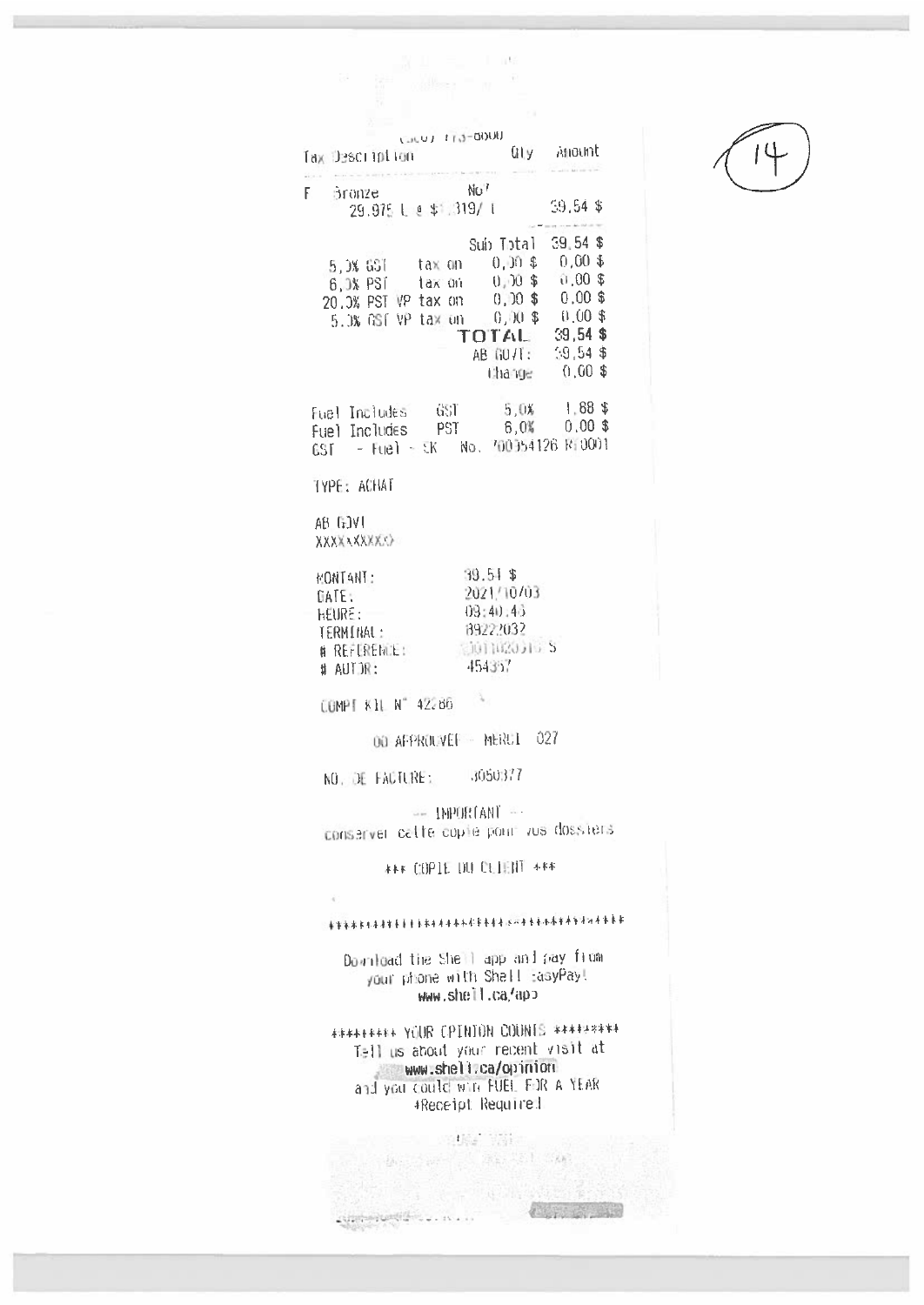(14)

(...) ...-6000

| Tax Description | Qty | Amount |
|---|---|---|
| F Bronze | No7 | |
| 29.975 L @ $1.319/ L | | 39.54 $ |

| | | |
|---|---|---|
| | Sub Total | 39.54 $ |
| 5.0% GST tax on | 0.00 $ | 0.00 $ |
| 6.0% PST tax on | 0.00 $ | 0.00 $ |
| 20.0% PST VP tax on | 0.00 $ | 0.00 $ |
| 5.0% GST VP tax on | 0.00 $ | 0.00 $ |
| | **TOTAL** | 39.54 $ |
| | AB GOVT: | 39.54 $ |
| | Change | 0.00 $ |

| | | | |
|---|---|---|---|
| Fuel Includes | GST | 5.0% | 1.88 $ |
| Fuel Includes | PST | 6.0% | 0.00 $ |

GST - Fuel - SK No. 700354126 RT0001

TYPE: ACHAT

AB GOVT
XXXXXXXXXX

| | |
|---|---|
| MONTANT: | 39.54 $ |
| DATE: | 2021/10/03 |
| HEURE: | 03:40.45 |
| TERMINAL: | 89222032 |
| # REFERENCE: | 0011020515 S |
| # AUTOR: | 454357 |

COMPT KIL N° 42286

00 APPROUVEE - MERCI 027

NO. DE FACTURE: 3050377

-- IMPORTANT --
conserver cette copie pour vos dossiers

*** COPIE DU CLIENT ***

************************************

Download the Shell app and pay from your phone with Shell EasyPay!
www.shell.ca/app

********* YOUR OPINION COUNTS *********
Tell us about your recent visit at
www.shell.ca/opinion
and you could win FUEL FOR A YEAR
*Receipt Required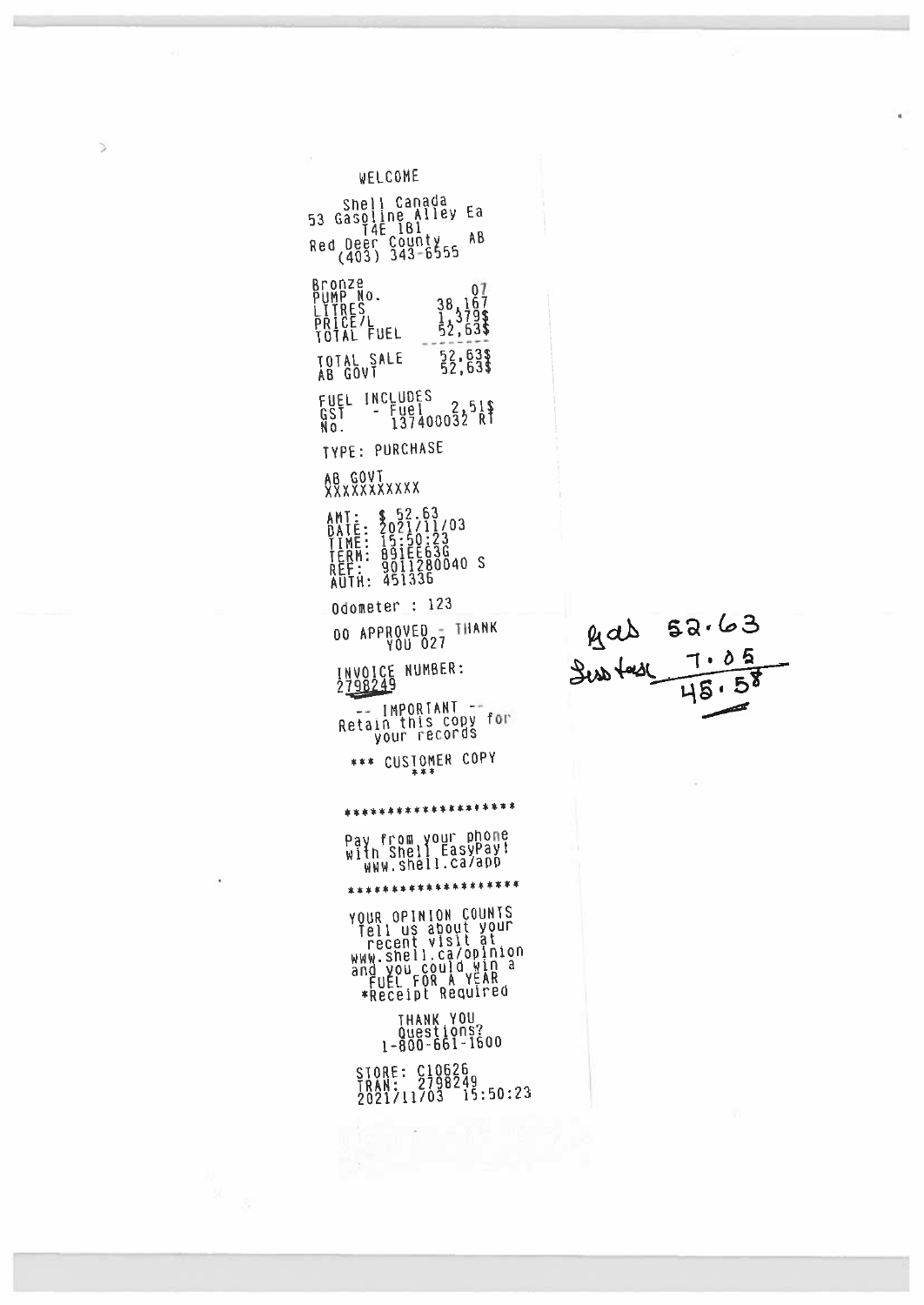WELCOME

Shell Canada
53 Gasoline Alley Ea
T4E 1B1
Red Deer County AB
(403) 343-6555

| | |
|---|---|
| Bronze | |
| PUMP No. | 07 |
| LITRES | 38,167 |
| PRICE/L | 1,379$ |
| TOTAL FUEL | 52,63$ |

| | |
|---|---|
| TOTAL SALE | 52,63$ |
| AB GOVT | 52,63$ |

FUEL INCLUDES
GST - Fuel 2,51$
No. 137400032 RT

TYPE: PURCHASE

AB GOVT
XXXXXXXXXXX

AMT: $ 52.63
DATE: 2021/11/03
TIME: 15:50:23
TERM: 891EE63G
REF: 9011280040 S
AUTH: 451336

Odometer : 123

00 APPROVED - THANK
YOU 027

INVOICE NUMBER:
2798249

-- IMPORTANT --
Retain this copy for
your records

*** CUSTOMER COPY
***

********************

Pay from your phone
with Shell EasyPay!
www.shell.ca/app

********************

YOUR OPINION COUNTS
Tell us about your
recent visit at
www.shell.ca/opinion
and you could win a
FUEL FOR A YEAR
*Receipt Required

THANK YOU
Questions?
1-800-661-1600

STORE: C10626
TRAN: 2798249
2021/11/03 15:50:23

Gas 52.63
Less tax 7.05
45.58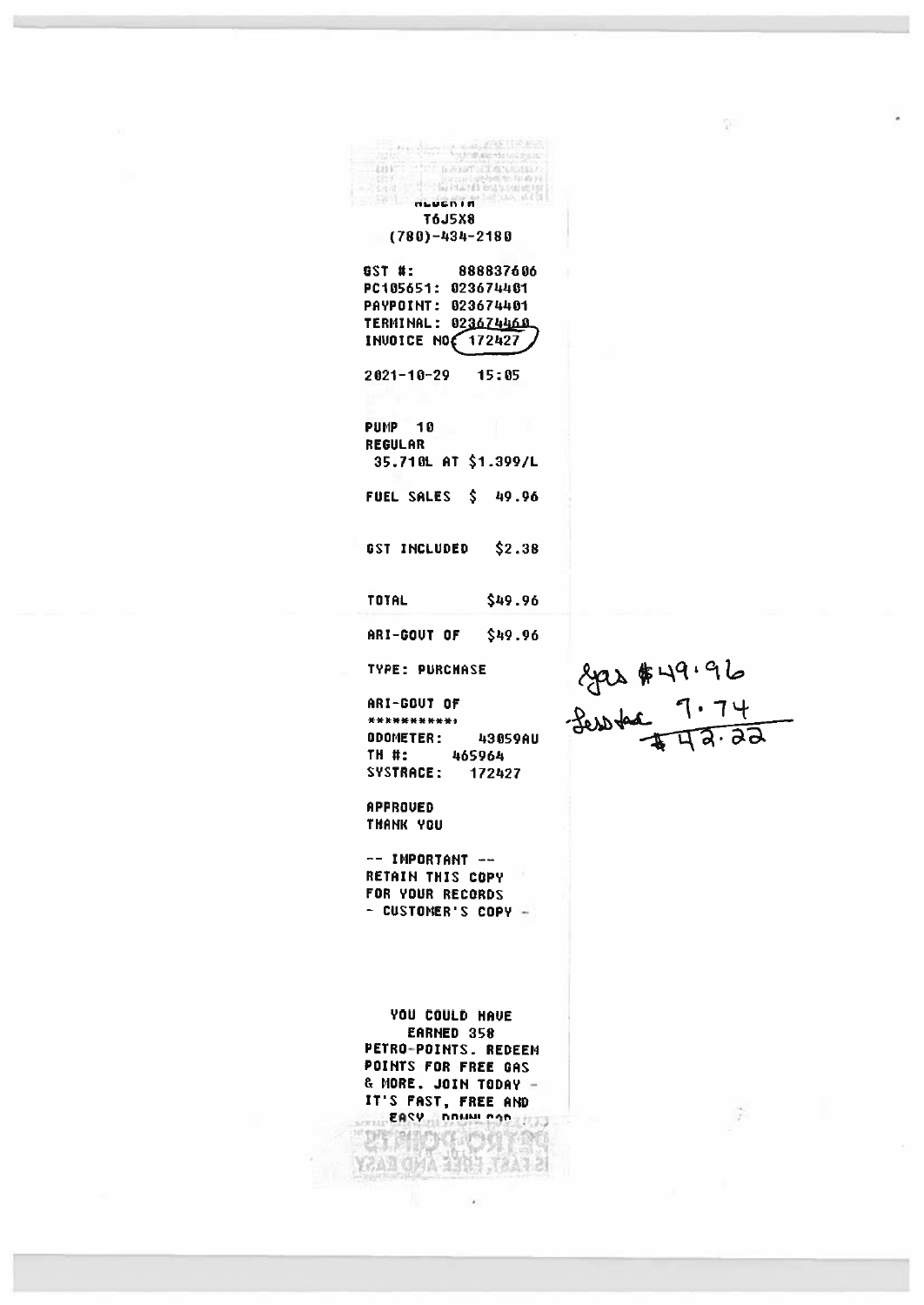ALBERTA
T6J5X8
(780)-434-2180

GST #: 888837606
PC105651: 023674401
PAYPOINT: 023674401
TERMINAL: 023674460
INVOICE NO: 172427

2021-10-29 15:05

PUMP 10
REGULAR
35.710L AT $1.399/L

FUEL SALES $ 49.96

GST INCLUDED $2.38

TOTAL $49.96

ARI-GOVT OF $49.96

TYPE: PURCHASE

ARI-GOVT OF
***********
ODOMETER: 43059AU
TH #: 465964
SYSTRACE: 172427

APPROVED
THANK YOU

-- IMPORTANT --
RETAIN THIS COPY
FOR YOUR RECORDS
- CUSTOMER'S COPY -

YOU COULD HAVE
EARNED 358
PETRO-POINTS. REDEEM
POINTS FOR FREE GAS
& MORE. JOIN TODAY -
IT'S FAST, FREE AND
EASY. DOWNLOAD

Gas $49.96
Less tax 7.74
$42.22